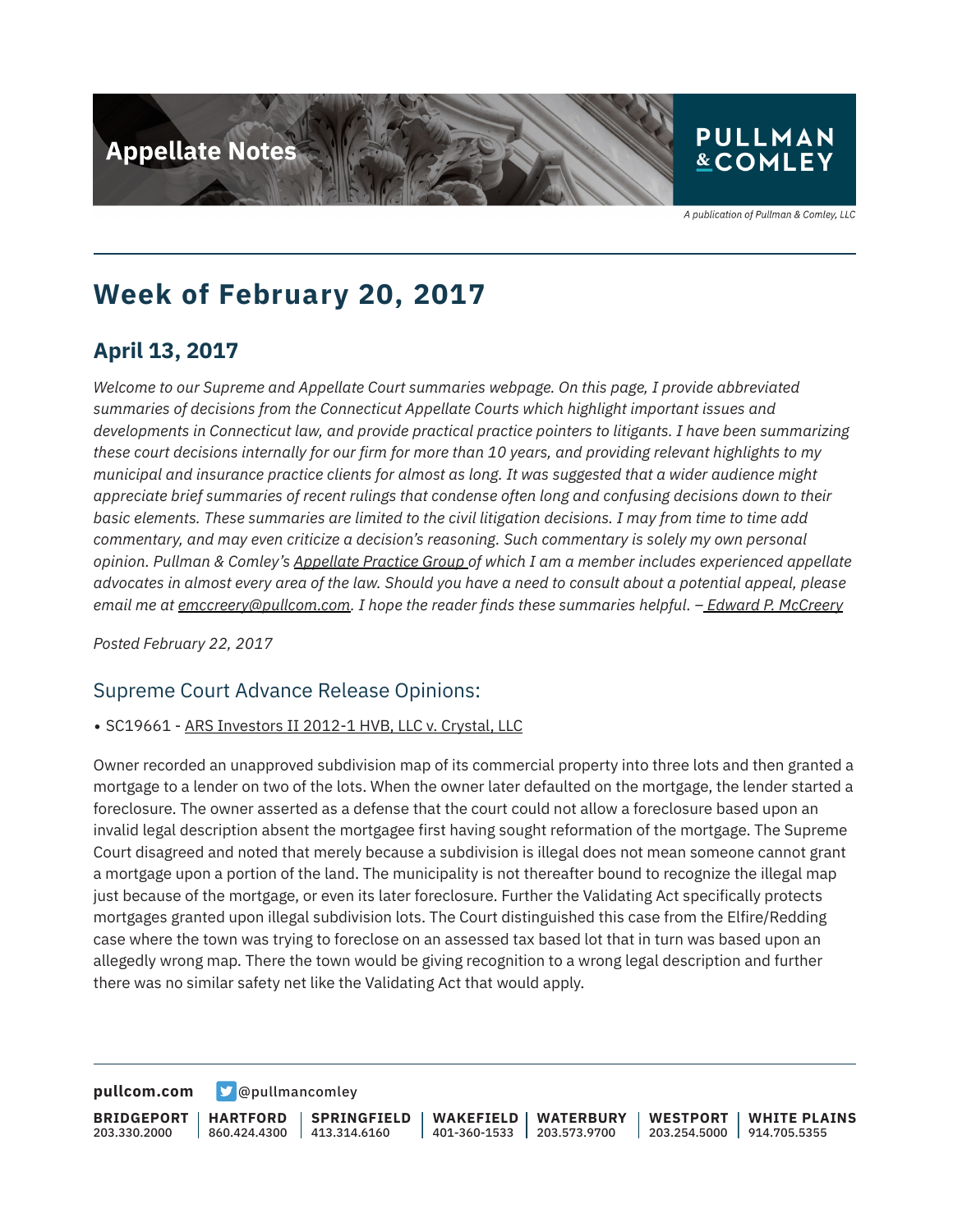Appellate Notes

PULLMAN & COMLEY

A publication of Pullman & Comley, LLC

# Week of February 20, 2017

## April 13, 2017

*Welcome to our Supreme and Appellate Court summaries webpage. On this page, I provide abbreviated summaries of decisions from the Connecticut Appellate Courts which highlight important issues and developments in Connecticut law, and provide practical practice pointers to litigants. I have been summarizing these court decisions internally for our firm for more than 10 years, and providing relevant highlights to my municipal and insurance practice clients for almost as long. It was suggested that a wider audience might appreciate brief summaries of recent rulings that condense often long and confusing decisions down to their basic elements. These summaries are limited to the civil litigation decisions. I may from time to time add commentary, and may even criticize a decision's reasoning. Such commentary is solely my own personal opinion. Pullman & Comley's Appellate Practice Group of which I am a member includes experienced appellate advocates in almost every area of the law. Should you have a need to consult about a potential appeal, please email me at emccreery@pullcom.com. I hope the reader finds these summaries helpful. – Edward P. McCreery*

*Posted February 22, 2017*

### Supreme Court Advance Release Opinions:

- SC19661 - ARS Investors II 2012-1 HVB, LLC v. Crystal, LLC

Owner recorded an unapproved subdivision map of its commercial property into three lots and then granted a mortgage to a lender on two of the lots. When the owner later defaulted on the mortgage, the lender started a foreclosure. The owner asserted as a defense that the court could not allow a foreclosure based upon an invalid legal description absent the mortgagee first having sought reformation of the mortgage. The Supreme Court disagreed and noted that merely because a subdivision is illegal does not mean someone cannot grant a mortgage upon a portion of the land. The municipality is not thereafter bound to recognize the illegal map just because of the mortgage, or even its later foreclosure. Further the Validating Act specifically protects mortgages granted upon illegal subdivision lots. The Court distinguished this case from the Elfire/Redding case where the town was trying to foreclose on an assessed tax based lot that in turn was based upon an allegedly wrong map. There the town would be giving recognition to a wrong legal description and further there was no similar safety net like the Validating Act that would apply.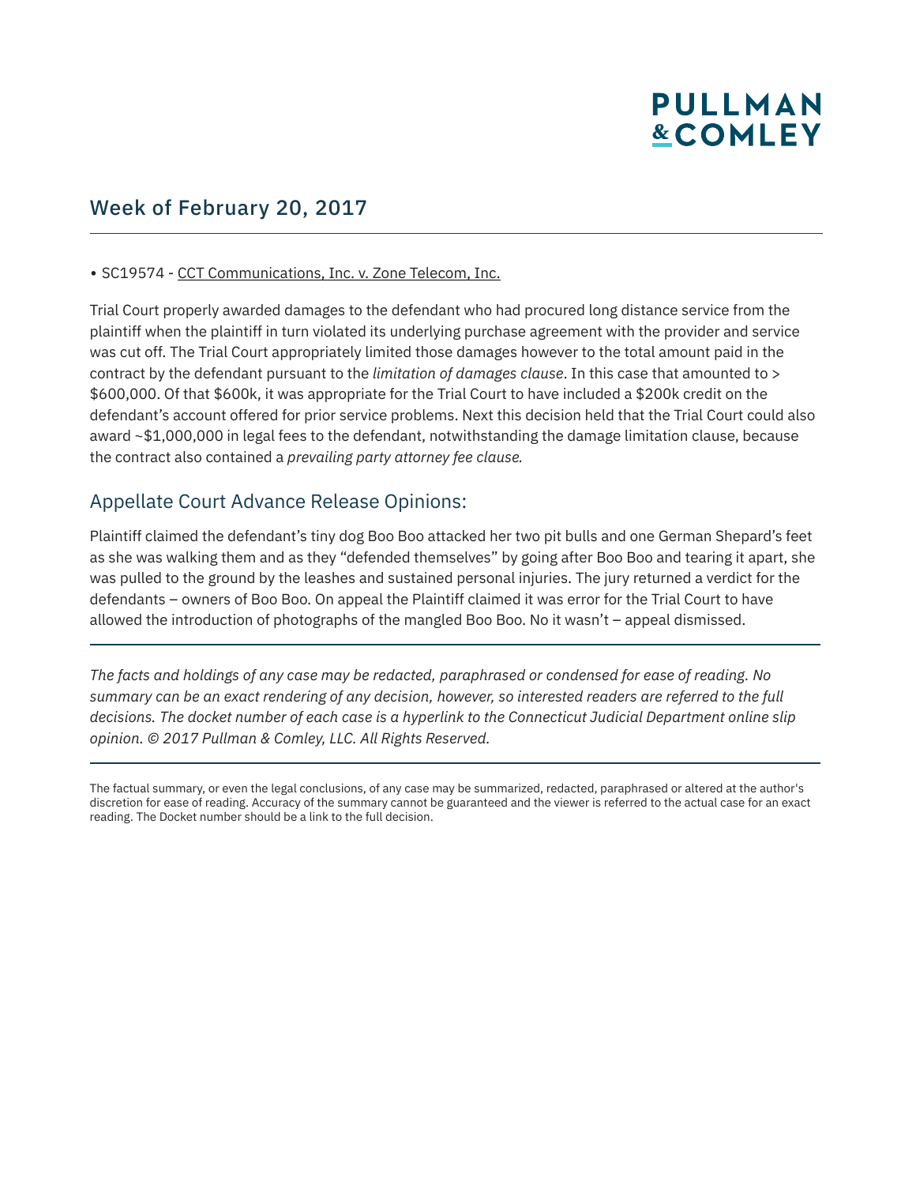## Week of February 20, 2017

- SC19574 - CCT Communications, Inc. v. Zone Telecom, Inc.

Trial Court properly awarded damages to the defendant who had procured long distance service from the plaintiff when the plaintiff in turn violated its underlying purchase agreement with the provider and service was cut off. The Trial Court appropriately limited those damages however to the total amount paid in the contract by the defendant pursuant to the *limitation of damages clause*. In this case that amounted to > $600,000. Of that $600k, it was appropriate for the Trial Court to have included a $200k credit on the defendant's account offered for prior service problems. Next this decision held that the Trial Court could also award ~$1,000,000 in legal fees to the defendant, notwithstanding the damage limitation clause, because the contract also contained a *prevailing party attorney fee clause.*

## Appellate Court Advance Release Opinions:

Plaintiff claimed the defendant's tiny dog Boo Boo attacked her two pit bulls and one German Shepard's feet as she was walking them and as they "defended themselves" by going after Boo Boo and tearing it apart, she was pulled to the ground by the leashes and sustained personal injuries. The jury returned a verdict for the defendants – owners of Boo Boo. On appeal the Plaintiff claimed it was error for the Trial Court to have allowed the introduction of photographs of the mangled Boo Boo. No it wasn't – appeal dismissed.

---

*The facts and holdings of any case may be redacted, paraphrased or condensed for ease of reading. No summary can be an exact rendering of any decision, however, so interested readers are referred to the full decisions. The docket number of each case is a hyperlink to the Connecticut Judicial Department online slip opinion. © 2017 Pullman & Comley, LLC. All Rights Reserved.*

---

The factual summary, or even the legal conclusions, of any case may be summarized, redacted, paraphrased or altered at the author's discretion for ease of reading. Accuracy of the summary cannot be guaranteed and the viewer is referred to the actual case for an exact reading. The Docket number should be a link to the full decision.